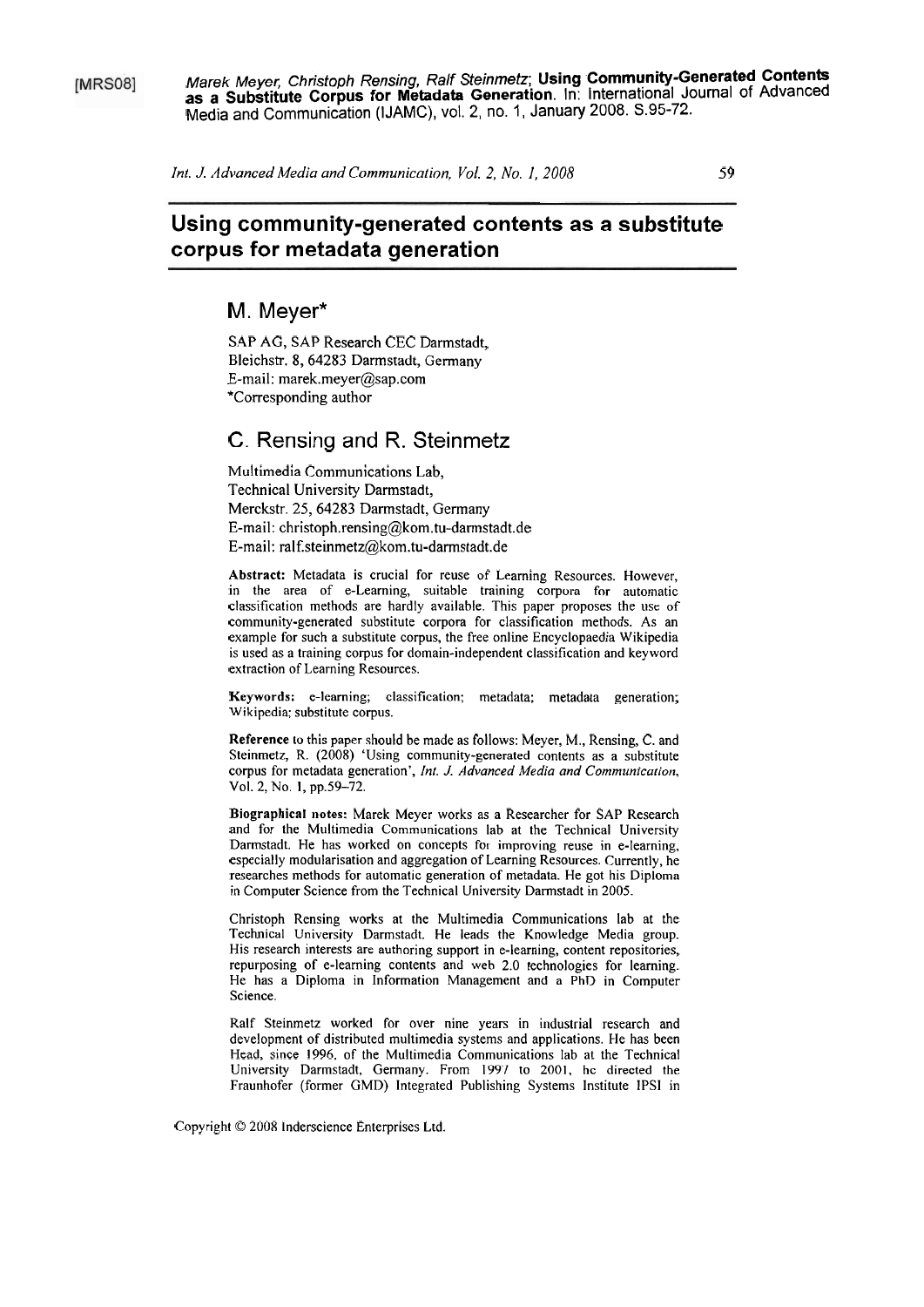[MRS08] *Marek Meyer, Christoph Rensing, Ralf Steinmetz*; **Using Community-Generated Contents as a Substitute Corpus for Metadata Generation**. In: International Journal of Advanced Media and Communication (IJAMC), vol. 2, no. 1, January 2008. S.95-72.

# Using community-generated contents as a substitute corpus for metadata generation

## M. Meyer*

SAP AG, SAP Research CEC Darmstadt,
Bleichstr. 8, 64283 Darmstadt, Germany
E-mail: marek.meyer@sap.com
*Corresponding author

## C. Rensing and R. Steinmetz

Multimedia Communications Lab,
Technical University Darmstadt,
Merckstr. 25, 64283 Darmstadt, Germany
E-mail: christoph.rensing@kom.tu-darmstadt.de
E-mail: ralf.steinmetz@kom.tu-darmstadt.de

**Abstract:** Metadata is crucial for reuse of Learning Resources. However, in the area of e-Learning, suitable training corpora for automatic classification methods are hardly available. This paper proposes the use of community-generated substitute corpora for classification methods. As an example for such a substitute corpus, the free online Encyclopaedia Wikipedia is used as a training corpus for domain-independent classification and keyword extraction of Learning Resources.

**Keywords:** e-learning; classification; metadata; metadata generation; Wikipedia; substitute corpus.

**Reference** to this paper should be made as follows: Meyer, M., Rensing, C. and Steinmetz, R. (2008) 'Using community-generated contents as a substitute corpus for metadata generation', *Int. J. Advanced Media and Communication*, Vol. 2, No. 1, pp.59–72.

**Biographical notes:** Marek Meyer works as a Researcher for SAP Research and for the Multimedia Communications lab at the Technical University Darmstadt. He has worked on concepts for improving reuse in e-learning, especially modularisation and aggregation of Learning Resources. Currently, he researches methods for automatic generation of metadata. He got his Diploma in Computer Science from the Technical University Darmstadt in 2005.

Christoph Rensing works at the Multimedia Communications lab at the Technical University Darmstadt. He leads the Knowledge Media group. His research interests are authoring support in e-learning, content repositories, repurposing of e-learning contents and web 2.0 technologies for learning. He has a Diploma in Information Management and a PhD in Computer Science.

Ralf Steinmetz worked for over nine years in industrial research and development of distributed multimedia systems and applications. He has been Head, since 1996, of the Multimedia Communications lab at the Technical University Darmstadt, Germany. From 1997 to 2001, he directed the Fraunhofer (former GMD) Integrated Publishing Systems Institute IPSI in

Copyright © 2008 Inderscience Enterprises Ltd.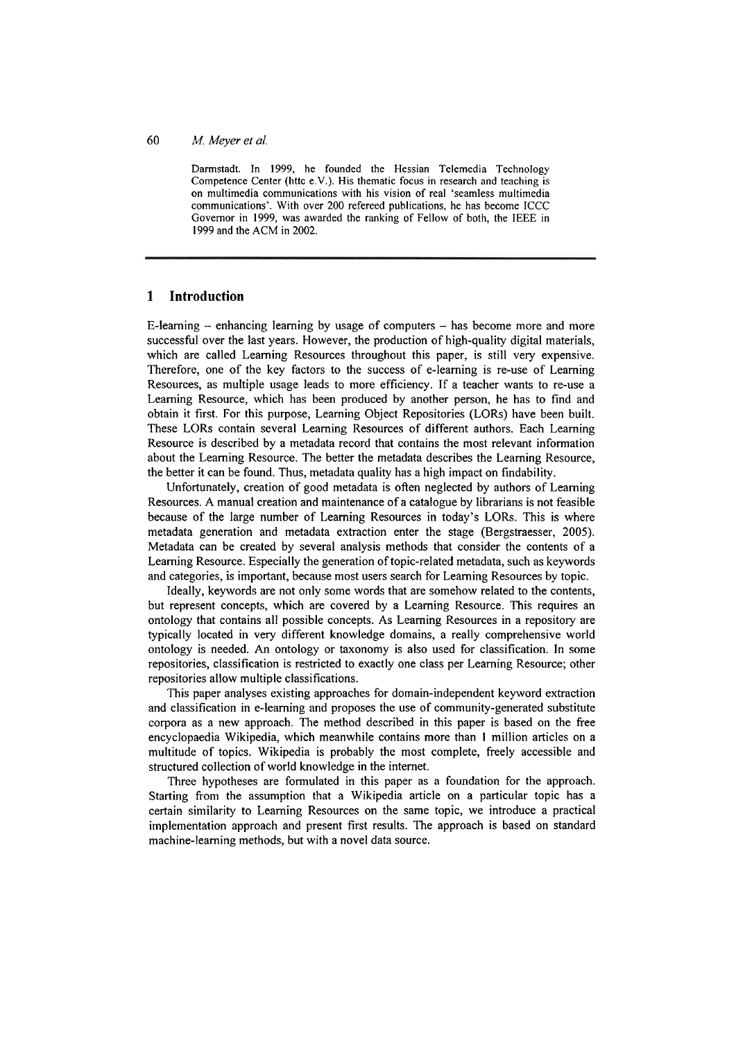Darmstadt. In 1999, he founded the Hessian Telemedia Technology Competence Center (httc e.V.). His thematic focus in research and teaching is on multimedia communications with his vision of real 'seamless multimedia communications'. With over 200 refereed publications, he has become ICCC Governor in 1999, was awarded the ranking of Fellow of both, the IEEE in 1999 and the ACM in 2002.

---

## 1 Introduction

E-learning – enhancing learning by usage of computers – has become more and more successful over the last years. However, the production of high-quality digital materials, which are called Learning Resources throughout this paper, is still very expensive. Therefore, one of the key factors to the success of e-learning is re-use of Learning Resources, as multiple usage leads to more efficiency. If a teacher wants to re-use a Learning Resource, which has been produced by another person, he has to find and obtain it first. For this purpose, Learning Object Repositories (LORs) have been built. These LORs contain several Learning Resources of different authors. Each Learning Resource is described by a metadata record that contains the most relevant information about the Learning Resource. The better the metadata describes the Learning Resource, the better it can be found. Thus, metadata quality has a high impact on findability.

Unfortunately, creation of good metadata is often neglected by authors of Learning Resources. A manual creation and maintenance of a catalogue by librarians is not feasible because of the large number of Learning Resources in today's LORs. This is where metadata generation and metadata extraction enter the stage (Bergstraesser, 2005). Metadata can be created by several analysis methods that consider the contents of a Learning Resource. Especially the generation of topic-related metadata, such as keywords and categories, is important, because most users search for Learning Resources by topic.

Ideally, keywords are not only some words that are somehow related to the contents, but represent concepts, which are covered by a Learning Resource. This requires an ontology that contains all possible concepts. As Learning Resources in a repository are typically located in very different knowledge domains, a really comprehensive world ontology is needed. An ontology or taxonomy is also used for classification. In some repositories, classification is restricted to exactly one class per Learning Resource; other repositories allow multiple classifications.

This paper analyses existing approaches for domain-independent keyword extraction and classification in e-learning and proposes the use of community-generated substitute corpora as a new approach. The method described in this paper is based on the free encyclopaedia Wikipedia, which meanwhile contains more than 1 million articles on a multitude of topics. Wikipedia is probably the most complete, freely accessible and structured collection of world knowledge in the internet.

Three hypotheses are formulated in this paper as a foundation for the approach. Starting from the assumption that a Wikipedia article on a particular topic has a certain similarity to Learning Resources on the same topic, we introduce a practical implementation approach and present first results. The approach is based on standard machine-learning methods, but with a novel data source.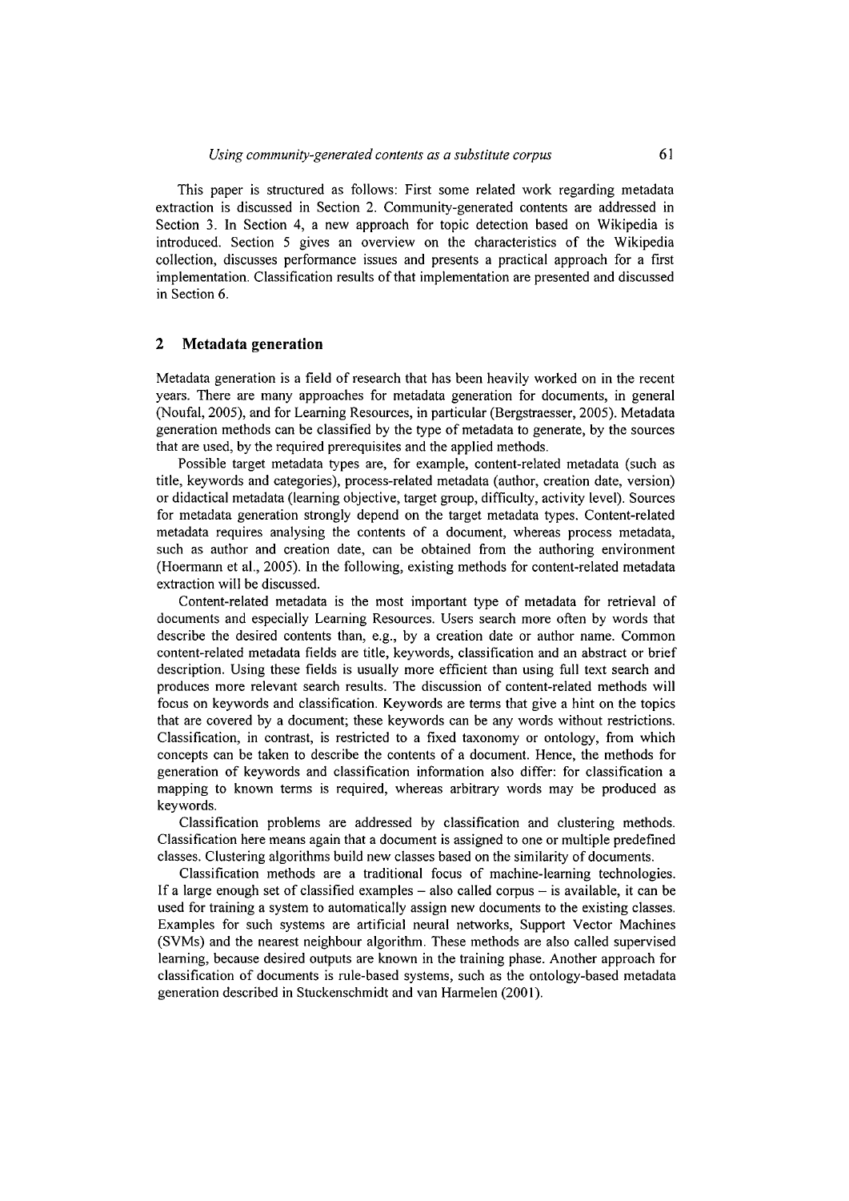This paper is structured as follows: First some related work regarding metadata extraction is discussed in Section 2. Community-generated contents are addressed in Section 3. In Section 4, a new approach for topic detection based on Wikipedia is introduced. Section 5 gives an overview on the characteristics of the Wikipedia collection, discusses performance issues and presents a practical approach for a first implementation. Classification results of that implementation are presented and discussed in Section 6.

## 2 Metadata generation

Metadata generation is a field of research that has been heavily worked on in the recent years. There are many approaches for metadata generation for documents, in general (Noufal, 2005), and for Learning Resources, in particular (Bergstraesser, 2005). Metadata generation methods can be classified by the type of metadata to generate, by the sources that are used, by the required prerequisites and the applied methods.

Possible target metadata types are, for example, content-related metadata (such as title, keywords and categories), process-related metadata (author, creation date, version) or didactical metadata (learning objective, target group, difficulty, activity level). Sources for metadata generation strongly depend on the target metadata types. Content-related metadata requires analysing the contents of a document, whereas process metadata, such as author and creation date, can be obtained from the authoring environment (Hoermann et al., 2005). In the following, existing methods for content-related metadata extraction will be discussed.

Content-related metadata is the most important type of metadata for retrieval of documents and especially Learning Resources. Users search more often by words that describe the desired contents than, e.g., by a creation date or author name. Common content-related metadata fields are title, keywords, classification and an abstract or brief description. Using these fields is usually more efficient than using full text search and produces more relevant search results. The discussion of content-related methods will focus on keywords and classification. Keywords are terms that give a hint on the topics that are covered by a document; these keywords can be any words without restrictions. Classification, in contrast, is restricted to a fixed taxonomy or ontology, from which concepts can be taken to describe the contents of a document. Hence, the methods for generation of keywords and classification information also differ: for classification a mapping to known terms is required, whereas arbitrary words may be produced as keywords.

Classification problems are addressed by classification and clustering methods. Classification here means again that a document is assigned to one or multiple predefined classes. Clustering algorithms build new classes based on the similarity of documents.

Classification methods are a traditional focus of machine-learning technologies. If a large enough set of classified examples – also called corpus – is available, it can be used for training a system to automatically assign new documents to the existing classes. Examples for such systems are artificial neural networks, Support Vector Machines (SVMs) and the nearest neighbour algorithm. These methods are also called supervised learning, because desired outputs are known in the training phase. Another approach for classification of documents is rule-based systems, such as the ontology-based metadata generation described in Stuckenschmidt and van Harmelen (2001).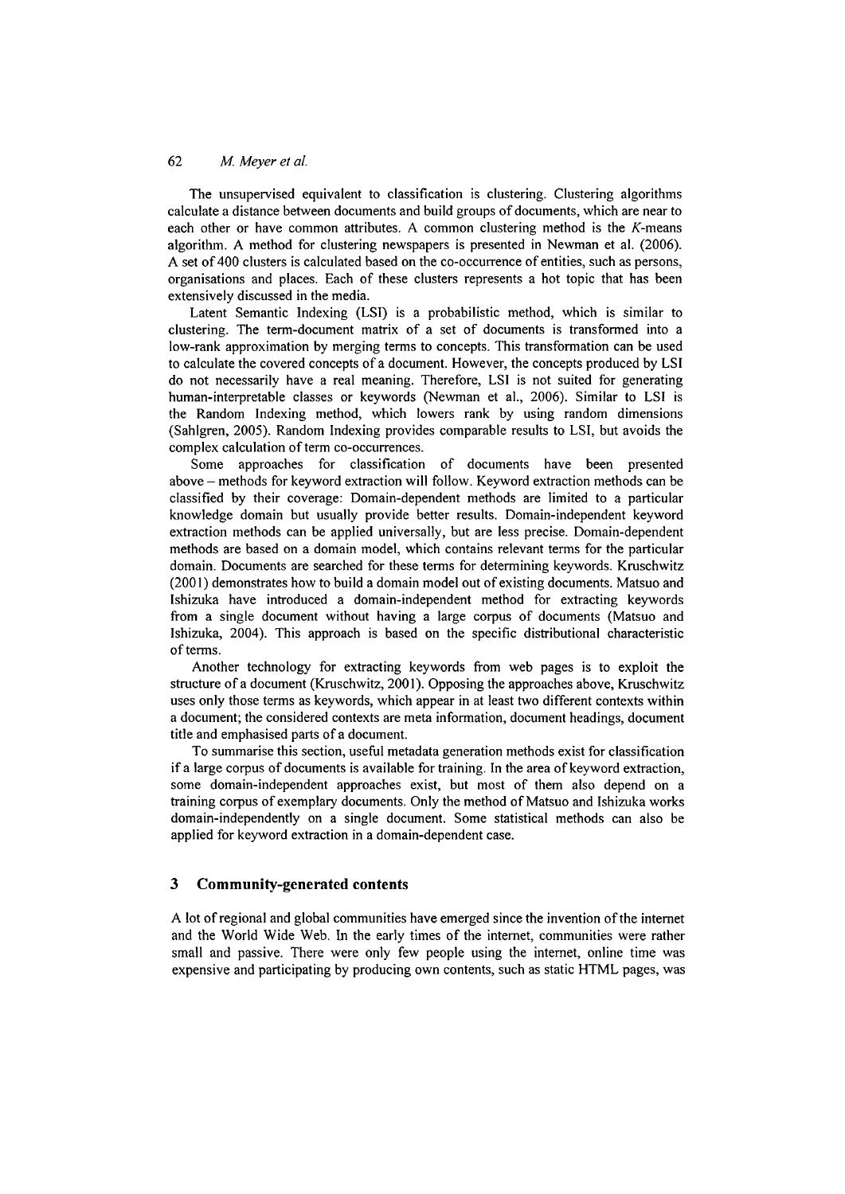The unsupervised equivalent to classification is clustering. Clustering algorithms calculate a distance between documents and build groups of documents, which are near to each other or have common attributes. A common clustering method is the $K$-means algorithm. A method for clustering newspapers is presented in Newman et al. (2006). A set of 400 clusters is calculated based on the co-occurrence of entities, such as persons, organisations and places. Each of these clusters represents a hot topic that has been extensively discussed in the media.

Latent Semantic Indexing (LSI) is a probabilistic method, which is similar to clustering. The term-document matrix of a set of documents is transformed into a low-rank approximation by merging terms to concepts. This transformation can be used to calculate the covered concepts of a document. However, the concepts produced by LSI do not necessarily have a real meaning. Therefore, LSI is not suited for generating human-interpretable classes or keywords (Newman et al., 2006). Similar to LSI is the Random Indexing method, which lowers rank by using random dimensions (Sahlgren, 2005). Random Indexing provides comparable results to LSI, but avoids the complex calculation of term co-occurrences.

Some approaches for classification of documents have been presented above – methods for keyword extraction will follow. Keyword extraction methods can be classified by their coverage: Domain-dependent methods are limited to a particular knowledge domain but usually provide better results. Domain-independent keyword extraction methods can be applied universally, but are less precise. Domain-dependent methods are based on a domain model, which contains relevant terms for the particular domain. Documents are searched for these terms for determining keywords. Kruschwitz (2001) demonstrates how to build a domain model out of existing documents. Matsuo and Ishizuka have introduced a domain-independent method for extracting keywords from a single document without having a large corpus of documents (Matsuo and Ishizuka, 2004). This approach is based on the specific distributional characteristic of terms.

Another technology for extracting keywords from web pages is to exploit the structure of a document (Kruschwitz, 2001). Opposing the approaches above, Kruschwitz uses only those terms as keywords, which appear in at least two different contexts within a document; the considered contexts are meta information, document headings, document title and emphasised parts of a document.

To summarise this section, useful metadata generation methods exist for classification if a large corpus of documents is available for training. In the area of keyword extraction, some domain-independent approaches exist, but most of them also depend on a training corpus of exemplary documents. Only the method of Matsuo and Ishizuka works domain-independently on a single document. Some statistical methods can also be applied for keyword extraction in a domain-dependent case.

## 3 Community-generated contents

A lot of regional and global communities have emerged since the invention of the internet and the World Wide Web. In the early times of the internet, communities were rather small and passive. There were only few people using the internet, online time was expensive and participating by producing own contents, such as static HTML pages, was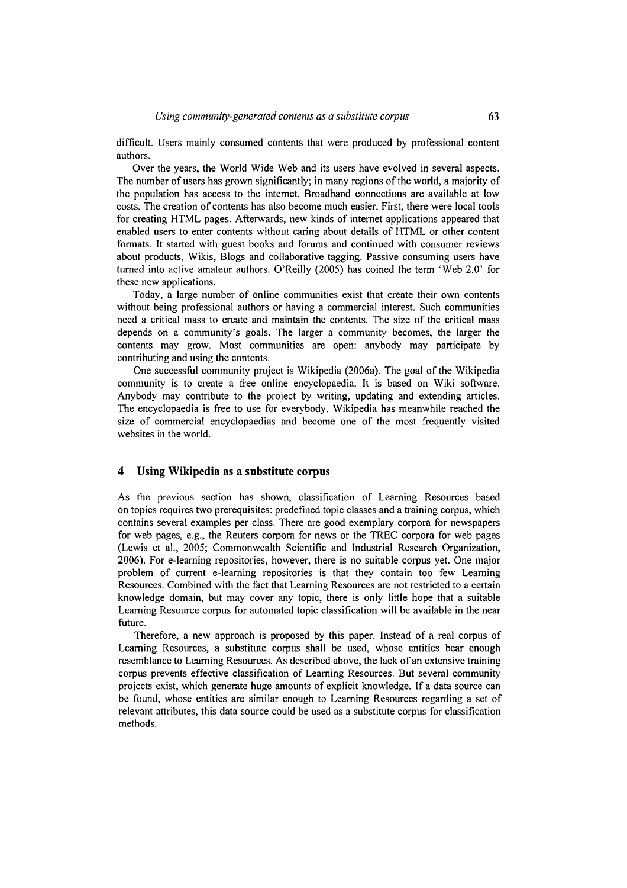difficult. Users mainly consumed contents that were produced by professional content authors.

Over the years, the World Wide Web and its users have evolved in several aspects. The number of users has grown significantly; in many regions of the world, a majority of the population has access to the internet. Broadband connections are available at low costs. The creation of contents has also become much easier. First, there were local tools for creating HTML pages. Afterwards, new kinds of internet applications appeared that enabled users to enter contents without caring about details of HTML or other content formats. It started with guest books and forums and continued with consumer reviews about products, Wikis, Blogs and collaborative tagging. Passive consuming users have turned into active amateur authors. O'Reilly (2005) has coined the term 'Web 2.0' for these new applications.

Today, a large number of online communities exist that create their own contents without being professional authors or having a commercial interest. Such communities need a critical mass to create and maintain the contents. The size of the critical mass depends on a community's goals. The larger a community becomes, the larger the contents may grow. Most communities are open: anybody may participate by contributing and using the contents.

One successful community project is Wikipedia (2006a). The goal of the Wikipedia community is to create a free online encyclopaedia. It is based on Wiki software. Anybody may contribute to the project by writing, updating and extending articles. The encyclopaedia is free to use for everybody. Wikipedia has meanwhile reached the size of commercial encyclopaedias and become one of the most frequently visited websites in the world.

## 4 Using Wikipedia as a substitute corpus

As the previous section has shown, classification of Learning Resources based on topics requires two prerequisites: predefined topic classes and a training corpus, which contains several examples per class. There are good exemplary corpora for newspapers for web pages, e.g., the Reuters corpora for news or the TREC corpora for web pages (Lewis et al., 2005; Commonwealth Scientific and Industrial Research Organization, 2006). For e-learning repositories, however, there is no suitable corpus yet. One major problem of current e-learning repositories is that they contain too few Learning Resources. Combined with the fact that Learning Resources are not restricted to a certain knowledge domain, but may cover any topic, there is only little hope that a suitable Learning Resource corpus for automated topic classification will be available in the near future.

Therefore, a new approach is proposed by this paper. Instead of a real corpus of Learning Resources, a substitute corpus shall be used, whose entities bear enough resemblance to Learning Resources. As described above, the lack of an extensive training corpus prevents effective classification of Learning Resources. But several community projects exist, which generate huge amounts of explicit knowledge. If a data source can be found, whose entities are similar enough to Learning Resources regarding a set of relevant attributes, this data source could be used as a substitute corpus for classification methods.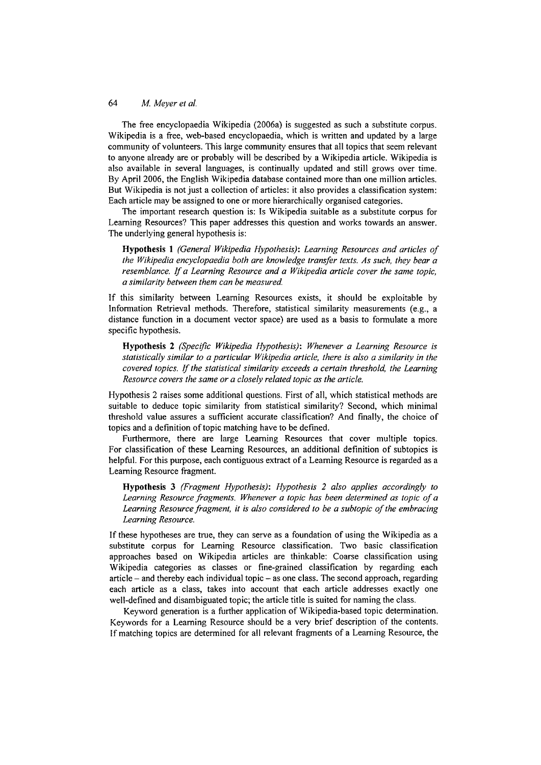The free encyclopaedia Wikipedia (2006a) is suggested as such a substitute corpus. Wikipedia is a free, web-based encyclopaedia, which is written and updated by a large community of volunteers. This large community ensures that all topics that seem relevant to anyone already are or probably will be described by a Wikipedia article. Wikipedia is also available in several languages, is continually updated and still grows over time. By April 2006, the English Wikipedia database contained more than one million articles. But Wikipedia is not just a collection of articles: it also provides a classification system: Each article may be assigned to one or more hierarchically organised categories.

The important research question is: Is Wikipedia suitable as a substitute corpus for Learning Resources? This paper addresses this question and works towards an answer. The underlying general hypothesis is:

> **Hypothesis 1** *(General Wikipedia Hypothesis)*: *Learning Resources and articles of the Wikipedia encyclopaedia both are knowledge transfer texts. As such, they bear a resemblance. If a Learning Resource and a Wikipedia article cover the same topic, a similarity between them can be measured.*

If this similarity between Learning Resources exists, it should be exploitable by Information Retrieval methods. Therefore, statistical similarity measurements (e.g., a distance function in a document vector space) are used as a basis to formulate a more specific hypothesis.

> **Hypothesis 2** *(Specific Wikipedia Hypothesis)*: *Whenever a Learning Resource is statistically similar to a particular Wikipedia article, there is also a similarity in the covered topics. If the statistical similarity exceeds a certain threshold, the Learning Resource covers the same or a closely related topic as the article.*

Hypothesis 2 raises some additional questions. First of all, which statistical methods are suitable to deduce topic similarity from statistical similarity? Second, which minimal threshold value assures a sufficient accurate classification? And finally, the choice of topics and a definition of topic matching have to be defined.

Furthermore, there are large Learning Resources that cover multiple topics. For classification of these Learning Resources, an additional definition of subtopics is helpful. For this purpose, each contiguous extract of a Learning Resource is regarded as a Learning Resource fragment.

> **Hypothesis 3** *(Fragment Hypothesis)*: *Hypothesis 2 also applies accordingly to Learning Resource fragments. Whenever a topic has been determined as topic of a Learning Resource fragment, it is also considered to be a subtopic of the embracing Learning Resource.*

If these hypotheses are true, they can serve as a foundation of using the Wikipedia as a substitute corpus for Learning Resource classification. Two basic classification approaches based on Wikipedia articles are thinkable: Coarse classification using Wikipedia categories as classes or fine-grained classification by regarding each article – and thereby each individual topic – as one class. The second approach, regarding each article as a class, takes into account that each article addresses exactly one well-defined and disambiguated topic; the article title is suited for naming the class.

Keyword generation is a further application of Wikipedia-based topic determination. Keywords for a Learning Resource should be a very brief description of the contents. If matching topics are determined for all relevant fragments of a Learning Resource, the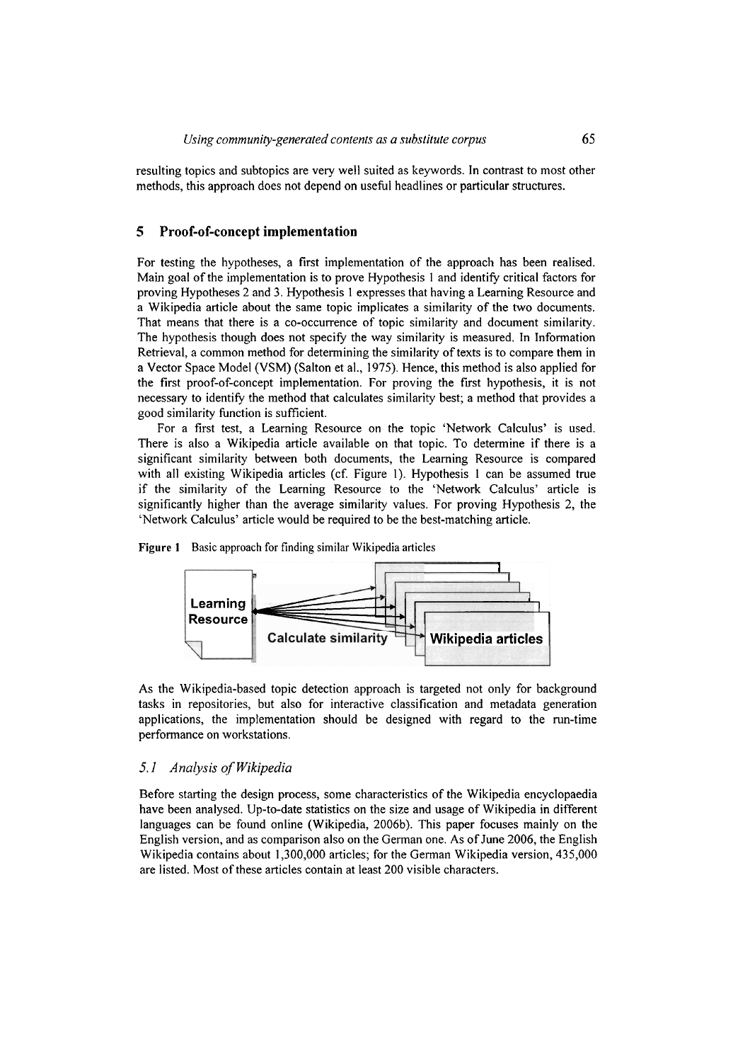resulting topics and subtopics are very well suited as keywords. In contrast to most other methods, this approach does not depend on useful headlines or particular structures.

## 5 Proof-of-concept implementation

For testing the hypotheses, a first implementation of the approach has been realised. Main goal of the implementation is to prove Hypothesis 1 and identify critical factors for proving Hypotheses 2 and 3. Hypothesis 1 expresses that having a Learning Resource and a Wikipedia article about the same topic implicates a similarity of the two documents. That means that there is a co-occurrence of topic similarity and document similarity. The hypothesis though does not specify the way similarity is measured. In Information Retrieval, a common method for determining the similarity of texts is to compare them in a Vector Space Model (VSM) (Salton et al., 1975). Hence, this method is also applied for the first proof-of-concept implementation. For proving the first hypothesis, it is not necessary to identify the method that calculates similarity best; a method that provides a good similarity function is sufficient.

For a first test, a Learning Resource on the topic 'Network Calculus' is used. There is also a Wikipedia article available on that topic. To determine if there is a significant similarity between both documents, the Learning Resource is compared with all existing Wikipedia articles (cf. Figure 1). Hypothesis 1 can be assumed true if the similarity of the Learning Resource to the 'Network Calculus' article is significantly higher than the average similarity values. For proving Hypothesis 2, the 'Network Calculus' article would be required to be the best-matching article.

**Figure 1** Basic approach for finding similar Wikipedia articles

As the Wikipedia-based topic detection approach is targeted not only for background tasks in repositories, but also for interactive classification and metadata generation applications, the implementation should be designed with regard to the run-time performance on workstations.

### 5.1 *Analysis of Wikipedia*

Before starting the design process, some characteristics of the Wikipedia encyclopaedia have been analysed. Up-to-date statistics on the size and usage of Wikipedia in different languages can be found online (Wikipedia, 2006b). This paper focuses mainly on the English version, and as comparison also on the German one. As of June 2006, the English Wikipedia contains about 1,300,000 articles; for the German Wikipedia version, 435,000 are listed. Most of these articles contain at least 200 visible characters.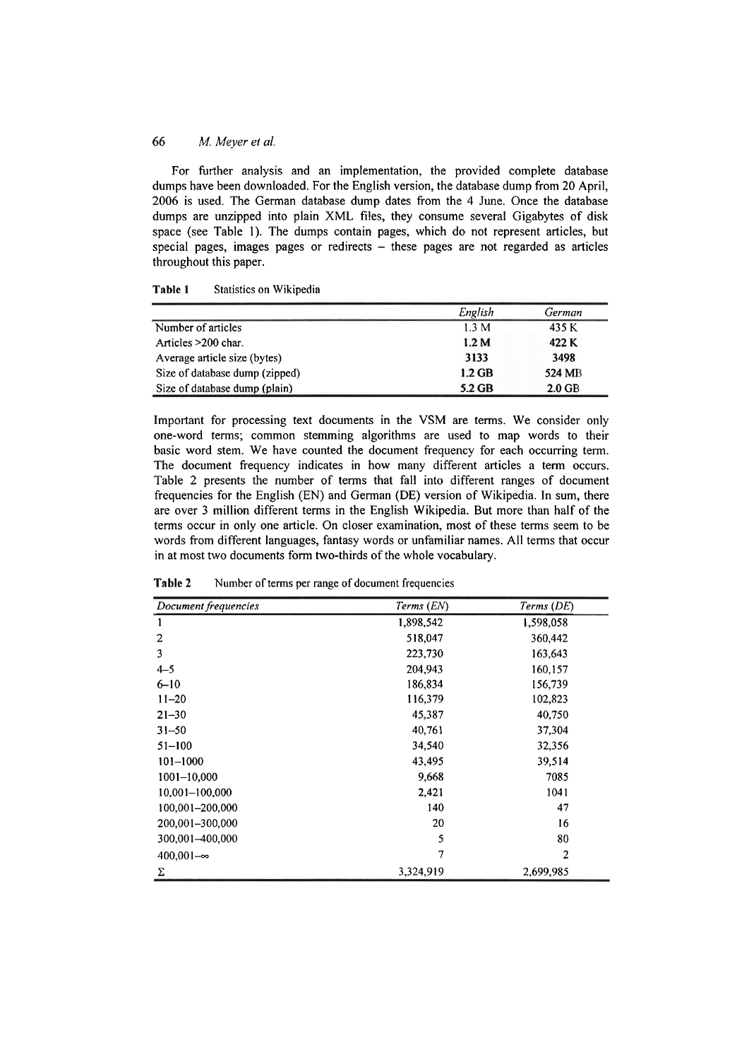For further analysis and an implementation, the provided complete database dumps have been downloaded. For the English version, the database dump from 20 April, 2006 is used. The German database dump dates from the 4 June. Once the database dumps are unzipped into plain XML files, they consume several Gigabytes of disk space (see Table 1). The dumps contain pages, which do not represent articles, but special pages, images pages or redirects – these pages are not regarded as articles throughout this paper.

**Table 1** Statistics on Wikipedia

| | *English* | *German* |
|---|---|---|
| Number of articles | 1.3 M | 435 K |
| Articles >200 char. | **1.2 M** | **422 K** |
| Average article size (bytes) | **3133** | **3498** |
| Size of database dump (zipped) | **1.2 GB** | **524 MB** |
| Size of database dump (plain) | **5.2 GB** | **2.0 GB** |

Important for processing text documents in the VSM are terms. We consider only one-word terms; common stemming algorithms are used to map words to their basic word stem. We have counted the document frequency for each occurring term. The document frequency indicates in how many different articles a term occurs. Table 2 presents the number of terms that fall into different ranges of document frequencies for the English (EN) and German (DE) version of Wikipedia. In sum, there are over 3 million different terms in the English Wikipedia. But more than half of the terms occur in only one article. On closer examination, most of these terms seem to be words from different languages, fantasy words or unfamiliar names. All terms that occur in at most two documents form two-thirds of the whole vocabulary.

**Table 2** Number of terms per range of document frequencies

| *Document frequencies* | *Terms (EN)* | *Terms (DE)* |
|---|---|---|
| 1 | 1,898,542 | 1,598,058 |
| 2 | 518,047 | 360,442 |
| 3 | 223,730 | 163,643 |
| 4–5 | 204,943 | 160,157 |
| 6–10 | 186,834 | 156,739 |
| 11–20 | 116,379 | 102,823 |
| 21–30 | 45,387 | 40,750 |
| 31–50 | 40,761 | 37,304 |
| 51–100 | 34,540 | 32,356 |
| 101–1000 | 43,495 | 39,514 |
| 1001–10,000 | 9,668 | 7085 |
| 10,001–100,000 | 2,421 | 1041 |
| 100,001–200,000 | 140 | 47 |
| 200,001–300,000 | 20 | 16 |
| 300,001–400,000 | 5 | 80 |
| 400,001–$\infty$ | 7 | 2 |
| $\Sigma$ | 3,324,919 | 2,699,985 |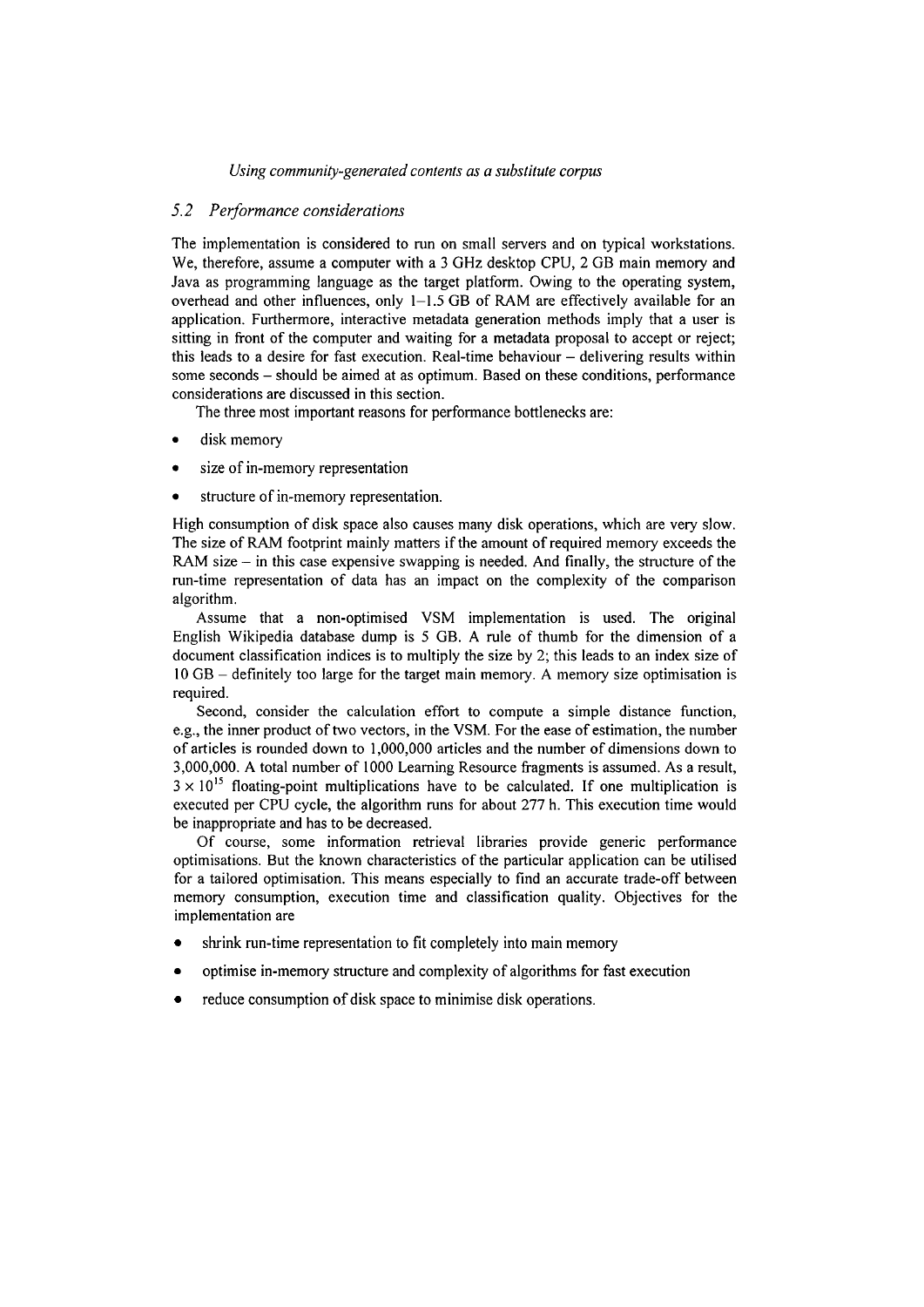### 5.2 Performance considerations

The implementation is considered to run on small servers and on typical workstations. We, therefore, assume a computer with a 3 GHz desktop CPU, 2 GB main memory and Java as programming language as the target platform. Owing to the operating system, overhead and other influences, only 1–1.5 GB of RAM are effectively available for an application. Furthermore, interactive metadata generation methods imply that a user is sitting in front of the computer and waiting for a metadata proposal to accept or reject; this leads to a desire for fast execution. Real-time behaviour – delivering results within some seconds – should be aimed at as optimum. Based on these conditions, performance considerations are discussed in this section.

The three most important reasons for performance bottlenecks are:

- disk memory
- size of in-memory representation
- structure of in-memory representation.

High consumption of disk space also causes many disk operations, which are very slow. The size of RAM footprint mainly matters if the amount of required memory exceeds the RAM size – in this case expensive swapping is needed. And finally, the structure of the run-time representation of data has an impact on the complexity of the comparison algorithm.

Assume that a non-optimised VSM implementation is used. The original English Wikipedia database dump is 5 GB. A rule of thumb for the dimension of a document classification indices is to multiply the size by 2; this leads to an index size of 10 GB – definitely too large for the target main memory. A memory size optimisation is required.

Second, consider the calculation effort to compute a simple distance function, e.g., the inner product of two vectors, in the VSM. For the ease of estimation, the number of articles is rounded down to 1,000,000 articles and the number of dimensions down to 3,000,000. A total number of 1000 Learning Resource fragments is assumed. As a result, $3 \times 10^{15}$ floating-point multiplications have to be calculated. If one multiplication is executed per CPU cycle, the algorithm runs for about 277 h. This execution time would be inappropriate and has to be decreased.

Of course, some information retrieval libraries provide generic performance optimisations. But the known characteristics of the particular application can be utilised for a tailored optimisation. This means especially to find an accurate trade-off between memory consumption, execution time and classification quality. Objectives for the implementation are

- shrink run-time representation to fit completely into main memory
- optimise in-memory structure and complexity of algorithms for fast execution
- reduce consumption of disk space to minimise disk operations.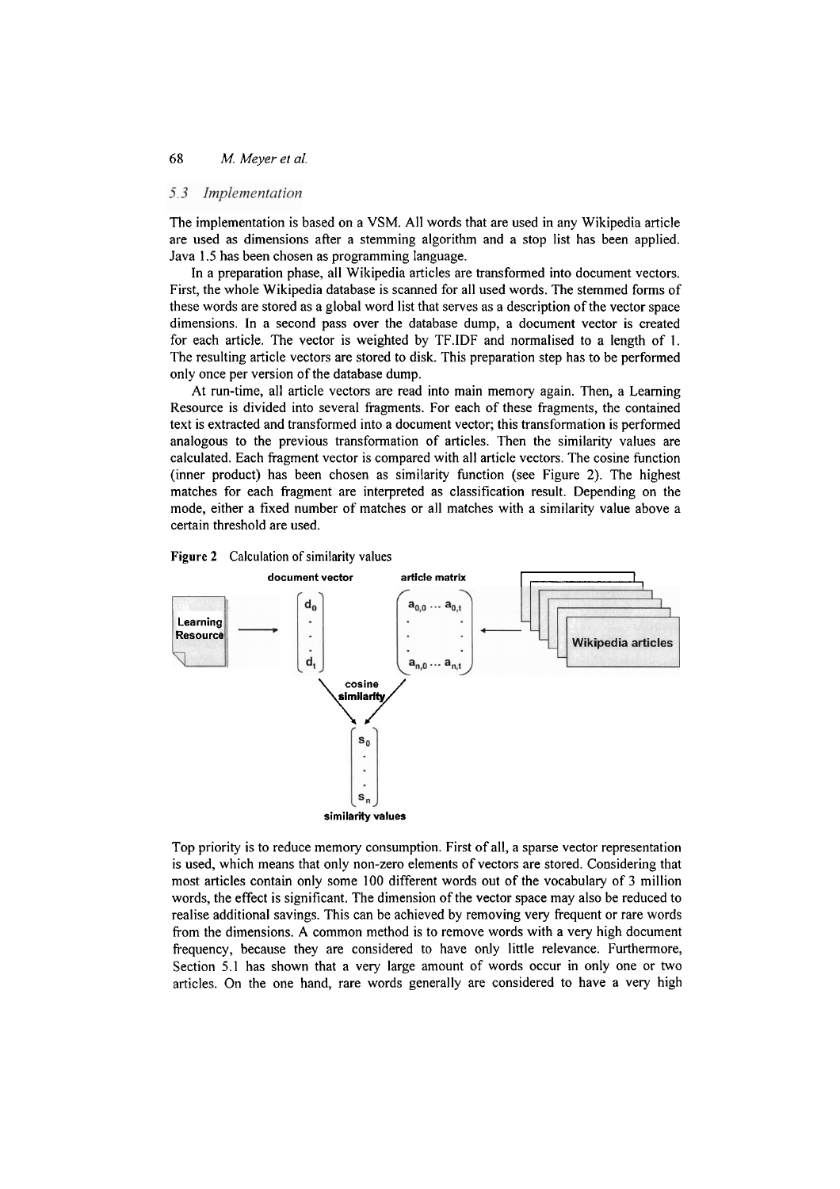### 5.3 Implementation

The implementation is based on a VSM. All words that are used in any Wikipedia article are used as dimensions after a stemming algorithm and a stop list has been applied. Java 1.5 has been chosen as programming language.

In a preparation phase, all Wikipedia articles are transformed into document vectors. First, the whole Wikipedia database is scanned for all used words. The stemmed forms of these words are stored as a global word list that serves as a description of the vector space dimensions. In a second pass over the database dump, a document vector is created for each article. The vector is weighted by TF.IDF and normalised to a length of 1. The resulting article vectors are stored to disk. This preparation step has to be performed only once per version of the database dump.

At run-time, all article vectors are read into main memory again. Then, a Learning Resource is divided into several fragments. For each of these fragments, the contained text is extracted and transformed into a document vector; this transformation is performed analogous to the previous transformation of articles. Then the similarity values are calculated. Each fragment vector is compared with all article vectors. The cosine function (inner product) has been chosen as similarity function (see Figure 2). The highest matches for each fragment are interpreted as classification result. Depending on the mode, either a fixed number of matches or all matches with a similarity value above a certain threshold are used.

**Figure 2** Calculation of similarity values

Top priority is to reduce memory consumption. First of all, a sparse vector representation is used, which means that only non-zero elements of vectors are stored. Considering that most articles contain only some 100 different words out of the vocabulary of 3 million words, the effect is significant. The dimension of the vector space may also be reduced to realise additional savings. This can be achieved by removing very frequent or rare words from the dimensions. A common method is to remove words with a very high document frequency, because they are considered to have only little relevance. Furthermore, Section 5.1 has shown that a very large amount of words occur in only one or two articles. On the one hand, rare words generally are considered to have a very high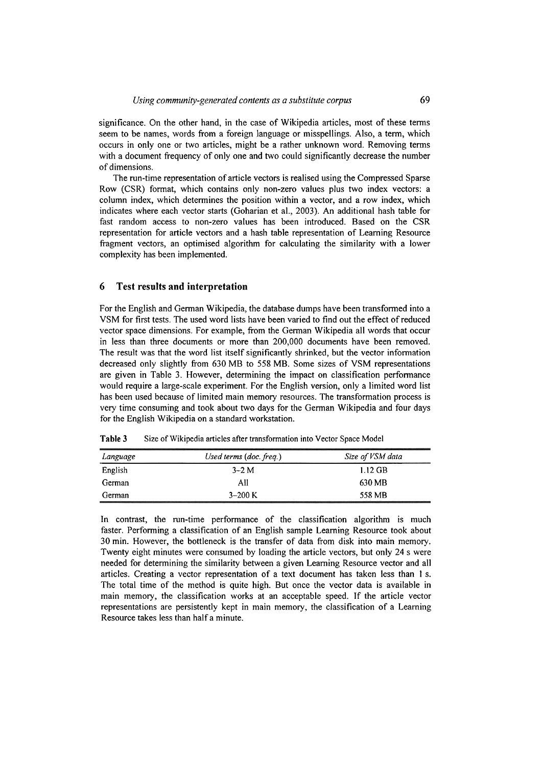significance. On the other hand, in the case of Wikipedia articles, most of these terms seem to be names, words from a foreign language or misspellings. Also, a term, which occurs in only one or two articles, might be a rather unknown word. Removing terms with a document frequency of only one and two could significantly decrease the number of dimensions.

The run-time representation of article vectors is realised using the Compressed Sparse Row (CSR) format, which contains only non-zero values plus two index vectors: a column index, which determines the position within a vector, and a row index, which indicates where each vector starts (Goharian et al., 2003). An additional hash table for fast random access to non-zero values has been introduced. Based on the CSR representation for article vectors and a hash table representation of Learning Resource fragment vectors, an optimised algorithm for calculating the similarity with a lower complexity has been implemented.

## 6 Test results and interpretation

For the English and German Wikipedia, the database dumps have been transformed into a VSM for first tests. The used word lists have been varied to find out the effect of reduced vector space dimensions. For example, from the German Wikipedia all words that occur in less than three documents or more than 200,000 documents have been removed. The result was that the word list itself significantly shrinked, but the vector information decreased only slightly from 630 MB to 558 MB. Some sizes of VSM representations are given in Table 3. However, determining the impact on classification performance would require a large-scale experiment. For the English version, only a limited word list has been used because of limited main memory resources. The transformation process is very time consuming and took about two days for the German Wikipedia and four days for the English Wikipedia on a standard workstation.

**Table 3** Size of Wikipedia articles after transformation into Vector Space Model

| *Language* | *Used terms (doc. freq.)* | *Size of VSM data* |
|---|---|---|
| English | 3–2 M | 1.12 GB |
| German | All | 630 MB |
| German | 3–200 K | 558 MB |

In contrast, the run-time performance of the classification algorithm is much faster. Performing a classification of an English sample Learning Resource took about 30 min. However, the bottleneck is the transfer of data from disk into main memory. Twenty eight minutes were consumed by loading the article vectors, but only 24 s were needed for determining the similarity between a given Learning Resource vector and all articles. Creating a vector representation of a text document has taken less than 1 s. The total time of the method is quite high. But once the vector data is available in main memory, the classification works at an acceptable speed. If the article vector representations are persistently kept in main memory, the classification of a Learning Resource takes less than half a minute.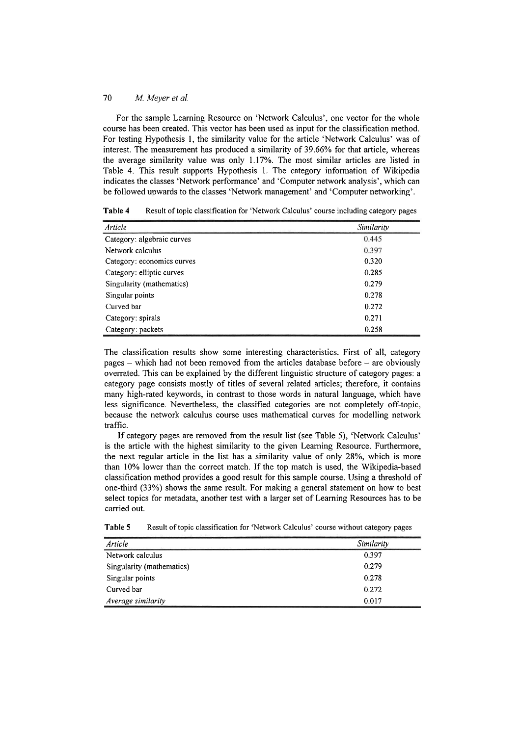For the sample Learning Resource on 'Network Calculus', one vector for the whole course has been created. This vector has been used as input for the classification method. For testing Hypothesis 1, the similarity value for the article 'Network Calculus' was of interest. The measurement has produced a similarity of 39.66% for that article, whereas the average similarity value was only 1.17%. The most similar articles are listed in Table 4. This result supports Hypothesis 1. The category information of Wikipedia indicates the classes 'Network performance' and 'Computer network analysis', which can be followed upwards to the classes 'Network management' and 'Computer networking'.

**Table 4** Result of topic classification for 'Network Calculus' course including category pages

| *Article* | *Similarity* |
|---|---|
| Category: algebraic curves | 0.445 |
| Network calculus | 0.397 |
| Category: economics curves | 0.320 |
| Category: elliptic curves | 0.285 |
| Singularity (mathematics) | 0.279 |
| Singular points | 0.278 |
| Curved bar | 0.272 |
| Category: spirals | 0.271 |
| Category: packets | 0.258 |

The classification results show some interesting characteristics. First of all, category pages – which had not been removed from the articles database before – are obviously overrated. This can be explained by the different linguistic structure of category pages: a category page consists mostly of titles of several related articles; therefore, it contains many high-rated keywords, in contrast to those words in natural language, which have less significance. Nevertheless, the classified categories are not completely off-topic, because the network calculus course uses mathematical curves for modelling network traffic.

If category pages are removed from the result list (see Table 5), 'Network Calculus' is the article with the highest similarity to the given Learning Resource. Furthermore, the next regular article in the list has a similarity value of only 28%, which is more than 10% lower than the correct match. If the top match is used, the Wikipedia-based classification method provides a good result for this sample course. Using a threshold of one-third (33%) shows the same result. For making a general statement on how to best select topics for metadata, another test with a larger set of Learning Resources has to be carried out.

**Table 5** Result of topic classification for 'Network Calculus' course without category pages

| *Article* | *Similarity* |
|---|---|
| Network calculus | 0.397 |
| Singularity (mathematics) | 0.279 |
| Singular points | 0.278 |
| Curved bar | 0.272 |
| *Average similarity* | 0.017 |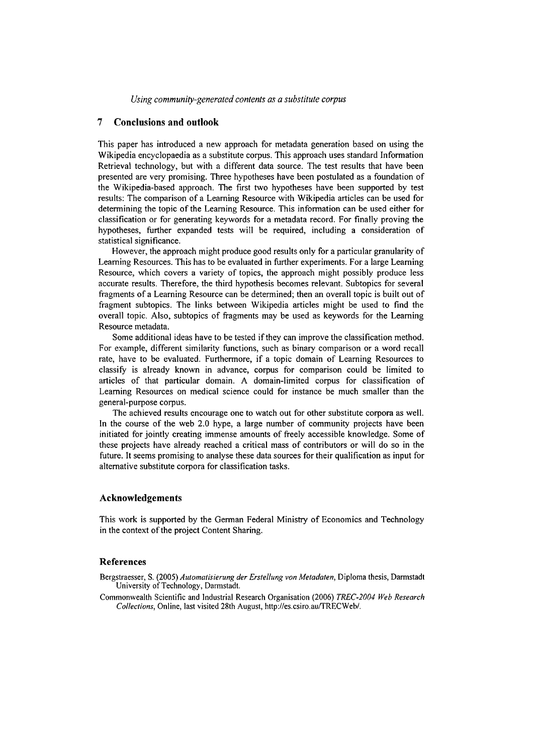## 7 Conclusions and outlook

This paper has introduced a new approach for metadata generation based on using the Wikipedia encyclopaedia as a substitute corpus. This approach uses standard Information Retrieval technology, but with a different data source. The test results that have been presented are very promising. Three hypotheses have been postulated as a foundation of the Wikipedia-based approach. The first two hypotheses have been supported by test results: The comparison of a Learning Resource with Wikipedia articles can be used for determining the topic of the Learning Resource. This information can be used either for classification or for generating keywords for a metadata record. For finally proving the hypotheses, further expanded tests will be required, including a consideration of statistical significance.

However, the approach might produce good results only for a particular granularity of Learning Resources. This has to be evaluated in further experiments. For a large Learning Resource, which covers a variety of topics, the approach might possibly produce less accurate results. Therefore, the third hypothesis becomes relevant. Subtopics for several fragments of a Learning Resource can be determined; then an overall topic is built out of fragment subtopics. The links between Wikipedia articles might be used to find the overall topic. Also, subtopics of fragments may be used as keywords for the Learning Resource metadata.

Some additional ideas have to be tested if they can improve the classification method. For example, different similarity functions, such as binary comparison or a word recall rate, have to be evaluated. Furthermore, if a topic domain of Learning Resources to classify is already known in advance, corpus for comparison could be limited to articles of that particular domain. A domain-limited corpus for classification of Learning Resources on medical science could for instance be much smaller than the general-purpose corpus.

The achieved results encourage one to watch out for other substitute corpora as well. In the course of the web 2.0 hype, a large number of community projects have been initiated for jointly creating immense amounts of freely accessible knowledge. Some of these projects have already reached a critical mass of contributors or will do so in the future. It seems promising to analyse these data sources for their qualification as input for alternative substitute corpora for classification tasks.

### Acknowledgements

This work is supported by the German Federal Ministry of Economics and Technology in the context of the project Content Sharing.

### References

Bergstraesser, S. (2005) *Automatisierung der Erstellung von Metadaten*, Diploma thesis, Darmstadt University of Technology, Darmstadt.

Commonwealth Scientific and Industrial Research Organisation (2006) *TREC-2004 Web Research Collections*, Online, last visited 28th August, http://es.csiro.au/TRECWeb/.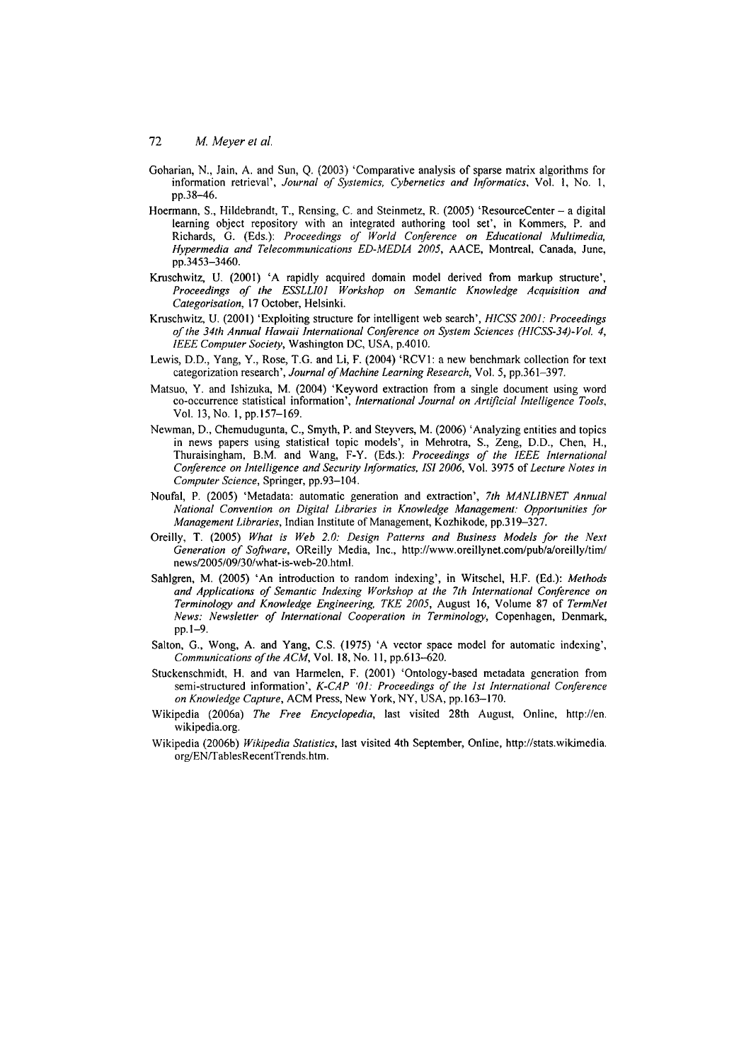Goharian, N., Jain, A. and Sun, Q. (2003) 'Comparative analysis of sparse matrix algorithms for information retrieval', *Journal of Systemics, Cybernetics and Informatics*, Vol. 1, No. 1, pp.38–46.

Hoermann, S., Hildebrandt, T., Rensing, C. and Steinmetz, R. (2005) 'ResourceCenter – a digital learning object repository with an integrated authoring tool set', in Kommers, P. and Richards, G. (Eds.): *Proceedings of World Conference on Educational Multimedia, Hypermedia and Telecommunications ED-MEDIA 2005*, AACE, Montreal, Canada, June, pp.3453–3460.

Kruschwitz, U. (2001) 'A rapidly acquired domain model derived from markup structure', *Proceedings of the ESSLLI01 Workshop on Semantic Knowledge Acquisition and Categorisation*, 17 October, Helsinki.

Kruschwitz, U. (2001) 'Exploiting structure for intelligent web search', *HICSS 2001: Proceedings of the 34th Annual Hawaii International Conference on System Sciences (HICSS-34)-Vol. 4, IEEE Computer Society*, Washington DC, USA, p.4010.

Lewis, D.D., Yang, Y., Rose, T.G. and Li, F. (2004) 'RCV1: a new benchmark collection for text categorization research', *Journal of Machine Learning Research*, Vol. 5, pp.361–397.

Matsuo, Y. and Ishizuka, M. (2004) 'Keyword extraction from a single document using word co-occurrence statistical information', *International Journal on Artificial Intelligence Tools*, Vol. 13, No. 1, pp.157–169.

Newman, D., Chemudugunta, C., Smyth, P. and Steyvers, M. (2006) 'Analyzing entities and topics in news papers using statistical topic models', in Mehrotra, S., Zeng, D.D., Chen, H., Thuraisingham, B.M. and Wang, F-Y. (Eds.): *Proceedings of the IEEE International Conference on Intelligence and Security Informatics, ISI 2006*, Vol. 3975 of *Lecture Notes in Computer Science*, Springer, pp.93–104.

Noufal, P. (2005) 'Metadata: automatic generation and extraction', *7th MANLIBNET Annual National Convention on Digital Libraries in Knowledge Management: Opportunities for Management Libraries*, Indian Institute of Management, Kozhikode, pp.319–327.

Oreilly, T. (2005) *What is Web 2.0: Design Patterns and Business Models for the Next Generation of Software*, OReilly Media, Inc., http://www.oreillynet.com/pub/a/oreilly/tim/news/2005/09/30/what-is-web-20.html.

Sahlgren, M. (2005) 'An introduction to random indexing', in Witschel, H.F. (Ed.): *Methods and Applications of Semantic Indexing Workshop at the 7th International Conference on Terminology and Knowledge Engineering, TKE 2005*, August 16, Volume 87 of *TermNet News: Newsletter of International Cooperation in Terminology*, Copenhagen, Denmark, pp.1–9.

Salton, G., Wong, A. and Yang, C.S. (1975) 'A vector space model for automatic indexing', *Communications of the ACM*, Vol. 18, No. 11, pp.613–620.

Stuckenschmidt, H. and van Harmelen, F. (2001) 'Ontology-based metadata generation from semi-structured information', *K-CAP '01: Proceedings of the 1st International Conference on Knowledge Capture*, ACM Press, New York, NY, USA, pp.163–170.

Wikipedia (2006a) *The Free Encyclopedia*, last visited 28th August, Online, http://en.wikipedia.org.

Wikipedia (2006b) *Wikipedia Statistics*, last visited 4th September, Online, http://stats.wikimedia.org/EN/TablesRecentTrends.htm.